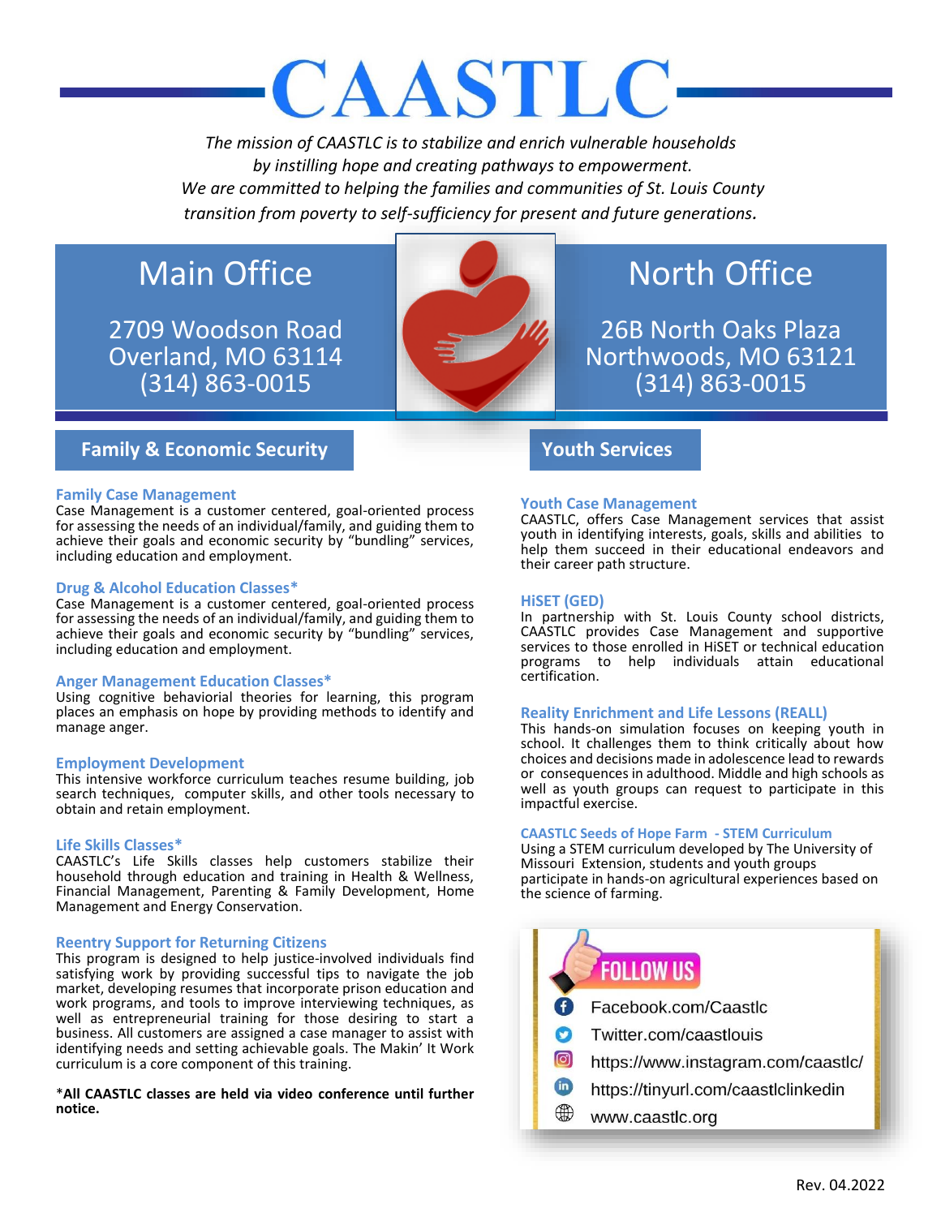# CAASTLC

*The mission of CAASTLC is to stabilize and enrich vulnerable households by instilling hope and creating pathways to empowerment. We are committed to helping the families and communities of St. Louis County transition from poverty to self-sufficiency for present and future generations.*

## Main Office

2709 Woodson Road
Overland, MO 63114
(314) 863-0015

## North Office

26B North Oaks Plaza
Northwoods, MO 63121
(314) 863-0015

## Family & Economic Security

### Family Case Management

Case Management is a customer centered, goal-oriented process for assessing the needs of an individual/family, and guiding them to achieve their goals and economic security by "bundling" services, including education and employment.

### Drug & Alcohol Education Classes*

Case Management is a customer centered, goal-oriented process for assessing the needs of an individual/family, and guiding them to achieve their goals and economic security by "bundling" services, including education and employment.

### Anger Management Education Classes*

Using cognitive behaviorial theories for learning, this program places an emphasis on hope by providing methods to identify and manage anger.

### Employment Development

This intensive workforce curriculum teaches resume building, job search techniques, computer skills, and other tools necessary to obtain and retain employment.

### Life Skills Classes*

CAASTLC's Life Skills classes help customers stabilize their household through education and training in Health & Wellness, Financial Management, Parenting & Family Development, Home Management and Energy Conservation.

### Reentry Support for Returning Citizens

This program is designed to help justice-involved individuals find satisfying work by providing successful tips to navigate the job market, developing resumes that incorporate prison education and work programs, and tools to improve interviewing techniques, as well as entrepreneurial training for those desiring to start a business. All customers are assigned a case manager to assist with identifying needs and setting achievable goals. The Makin' It Work curriculum is a core component of this training.

***All CAASTLC classes are held via video conference until further notice.**

## Youth Services

### Youth Case Management

CAASTLC, offers Case Management services that assist youth in identifying interests, goals, skills and abilities to help them succeed in their educational endeavors and their career path structure.

### HiSET (GED)

In partnership with St. Louis County school districts, CAASTLC provides Case Management and supportive services to those enrolled in HiSET or technical education programs to help individuals attain educational certification.

### Reality Enrichment and Life Lessons (REALL)

This hands-on simulation focuses on keeping youth in school. It challenges them to think critically about how choices and decisions made in adolescence lead to rewards or consequences in adulthood. Middle and high schools as well as youth groups can request to participate in this impactful exercise.

### CAASTLC Seeds of Hope Farm - STEM Curriculum

Using a STEM curriculum developed by The University of Missouri Extension, students and youth groups participate in hands-on agricultural experiences based on the science of farming.

## FOLLOW US

- Facebook.com/Caastlc
- Twitter.com/caastlouis
- https://www.instagram.com/caastlc/
- https://tinyurl.com/caastlclinkedin
- www.caastlc.org

Rev. 04.2022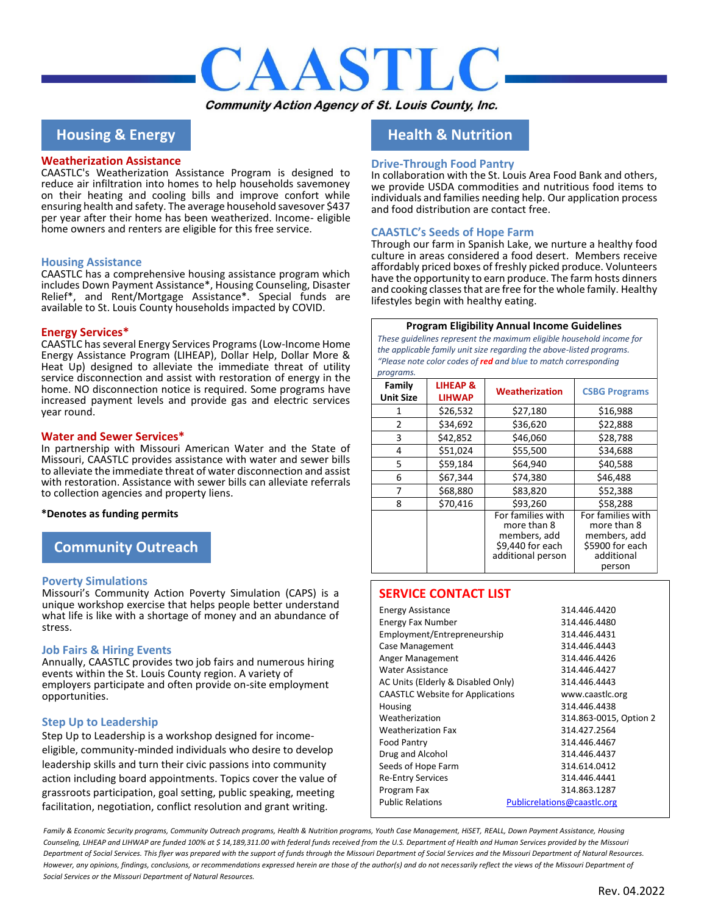# CAASTLC

**Community Action Agency of St. Louis County, Inc.**

## Housing & Energy

### Weatherization Assistance

CAASTLC's Weatherization Assistance Program is designed to reduce air infiltration into homes to help households savemoney on their heating and cooling bills and improve confort while ensuring health and safety. The average household savesover $437 per year after their home has been weatherized. Income- eligible home owners and renters are eligible for this free service.

### Housing Assistance

CAASTLC has a comprehensive housing assistance program which includes Down Payment Assistance*, Housing Counseling, Disaster Relief*, and Rent/Mortgage Assistance*. Special funds are available to St. Louis County households impacted by COVID.

### Energy Services*

CAASTLC has several Energy Services Programs (Low-Income Home Energy Assistance Program (LIHEAP), Dollar Help, Dollar More & Heat Up) designed to alleviate the immediate threat of utility service disconnection and assist with restoration of energy in the home. NO disconnection notice is required. Some programs have increased payment levels and provide gas and electric services year round.

### Water and Sewer Services*

In partnership with Missouri American Water and the State of Missouri, CAASTLC provides assistance with water and sewer bills to alleviate the immediate threat of water disconnection and assist with restoration. Assistance with sewer bills can alleviate referrals to collection agencies and property liens.

**\*Denotes as funding permits**

## Community Outreach

### Poverty Simulations

Missouri's Community Action Poverty Simulation (CAPS) is a unique workshop exercise that helps people better understand what life is like with a shortage of money and an abundance of stress.

### Job Fairs & Hiring Events

Annually, CAASTLC provides two job fairs and numerous hiring events within the St. Louis County region. A variety of employers participate and often provide on-site employment opportunities.

### Step Up to Leadership

Step Up to Leadership is a workshop designed for income-eligible, community-minded individuals who desire to develop leadership skills and turn their civic passions into community action including board appointments. Topics cover the value of grassroots participation, goal setting, public speaking, meeting facilitation, negotiation, conflict resolution and grant writing.

## Health & Nutrition

### Drive-Through Food Pantry

In collaboration with the St. Louis Area Food Bank and others, we provide USDA commodities and nutritious food items to individuals and families needing help. Our application process and food distribution are contact free.

### CAASTLC's Seeds of Hope Farm

Through our farm in Spanish Lake, we nurture a healthy food culture in areas considered a food desert. Members receive affordably priced boxes of freshly picked produce. Volunteers have the opportunity to earn produce. The farm hosts dinners and cooking classes that are free for the whole family. Healthy lifestyles begin with healthy eating.

**Program Eligibility Annual Income Guidelines**

*These guidelines represent the maximum eligible household income for the applicable family unit size regarding the above-listed programs. "Please note color codes of **red** and blue to match corresponding programs.*

| Family Unit Size | LIHEAP & LIHWAP | Weatherization | CSBG Programs |
|---|---|---|---|
| 1 | $26,532 | $27,180 | $16,988 |
| 2 | $34,692 | $36,620 | $22,888 |
| 3 | $42,852 | $46,060 | $28,788 |
| 4 | $51,024 | $55,500 | $34,688 |
| 5 | $59,184 | $64,940 | $40,588 |
| 6 | $67,344 | $74,380 | $46,488 |
| 7 | $68,880 | $83,820 | $52,388 |
| 8 | $70,416 | $93,260 | $58,288 |
| | | For families with more than 8 members, add $9,440 for each additional person | For families with more than 8 members, add $5900 for each additional person |

## SERVICE CONTACT LIST

| | |
|---|---|
| Energy Assistance | 314.446.4420 |
| Energy Fax Number | 314.446.4480 |
| Employment/Entrepreneurship | 314.446.4431 |
| Case Management | 314.446.4443 |
| Anger Management | 314.446.4426 |
| Water Assistance | 314.446.4427 |
| AC Units (Elderly & Disabled Only) | 314.446.4443 |
| CAASTLC Website for Applications | www.caastlc.org |
| Housing | 314.446.4438 |
| Weatherization | 314.863-0015, Option 2 |
| Weatherization Fax | 314.427.2564 |
| Food Pantry | 314.446.4467 |
| Drug and Alcohol | 314.446.4437 |
| Seeds of Hope Farm | 314.614.0412 |
| Re-Entry Services | 314.446.4441 |
| Program Fax | 314.863.1287 |
| Public Relations | Publicrelations@caastlc.org |

*Family & Economic Security programs, Community Outreach programs, Health & Nutrition programs, Youth Case Management, HiSET, REALL, Down Payment Assistance, Housing Counseling, LIHEAP and LIHWAP are funded 100% at $ 14,189,311.00 with federal funds received from the U.S. Department of Health and Human Services provided by the Missouri Department of Social Services. This flyer was prepared with the support of funds through the Missouri Department of Social Services and the Missouri Department of Natural Resources. However, any opinions, findings, conclusions, or recommendations expressed herein are those of the author(s) and do not necessarily reflect the views of the Missouri Department of Social Services or the Missouri Department of Natural Resources.*

Rev. 04.2022